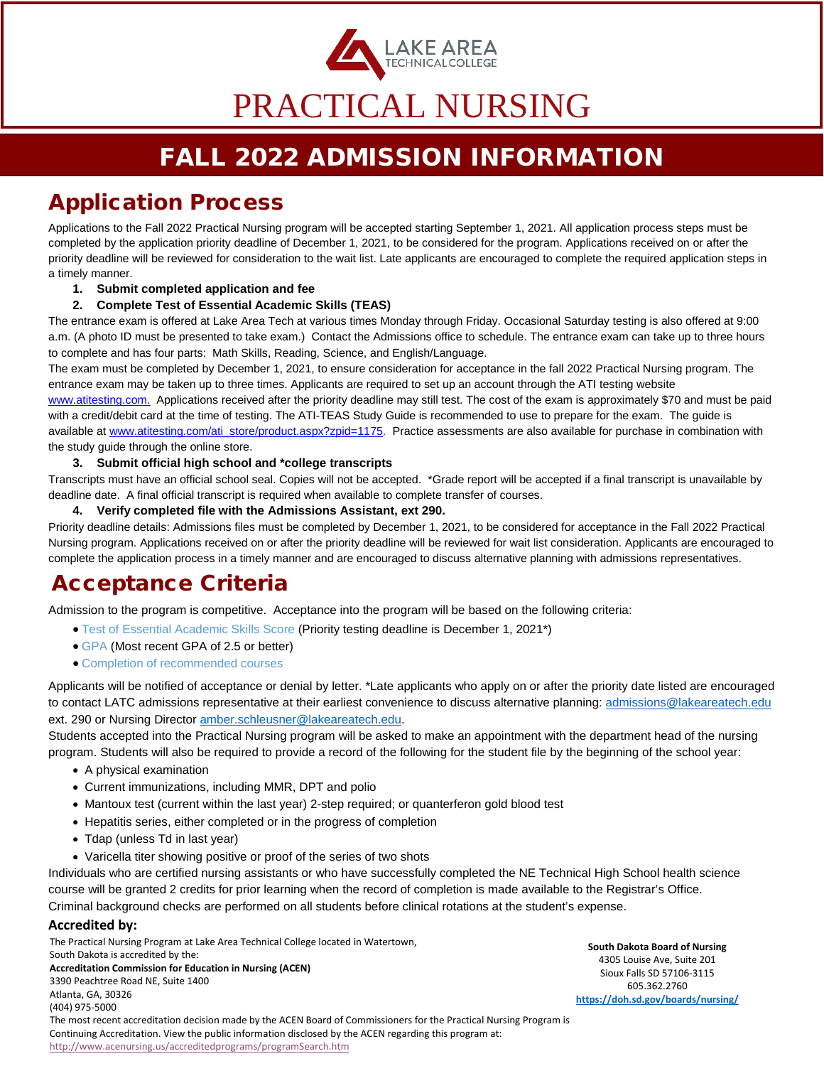LAKE AREA TECHNICAL COLLEGE

# PRACTICAL NURSING

## FALL 2022 ADMISSION INFORMATION

## Application Process

Applications to the Fall 2022 Practical Nursing program will be accepted starting September 1, 2021. All application process steps must be completed by the application priority deadline of December 1, 2021, to be considered for the program. Applications received on or after the priority deadline will be reviewed for consideration to the wait list. Late applicants are encouraged to complete the required application steps in a timely manner.

1. **Submit completed application and fee**
2. **Complete Test of Essential Academic Skills (TEAS)**

The entrance exam is offered at Lake Area Tech at various times Monday through Friday. Occasional Saturday testing is also offered at 9:00 a.m. (A photo ID must be presented to take exam.) Contact the Admissions office to schedule. The entrance exam can take up to three hours to complete and has four parts: Math Skills, Reading, Science, and English/Language.

The exam must be completed by December 1, 2021, to ensure consideration for acceptance in the fall 2022 Practical Nursing program. The entrance exam may be taken up to three times. Applicants are required to set up an account through the ATI testing website www.atitesting.com. Applications received after the priority deadline may still test. The cost of the exam is approximately $70 and must be paid with a credit/debit card at the time of testing. The ATI-TEAS Study Guide is recommended to use to prepare for the exam. The guide is available at www.atitesting.com/ati_store/product.aspx?zpid=1175. Practice assessments are also available for purchase in combination with the study guide through the online store.

3. **Submit official high school and *college transcripts**

Transcripts must have an official school seal. Copies will not be accepted. *Grade report will be accepted if a final transcript is unavailable by deadline date. A final official transcript is required when available to complete transfer of courses.

4. **Verify completed file with the Admissions Assistant, ext 290.**

Priority deadline details: Admissions files must be completed by December 1, 2021, to be considered for acceptance in the Fall 2022 Practical Nursing program. Applications received on or after the priority deadline will be reviewed for wait list consideration. Applicants are encouraged to complete the application process in a timely manner and are encouraged to discuss alternative planning with admissions representatives.

## Acceptance Criteria

Admission to the program is competitive. Acceptance into the program will be based on the following criteria:

- Test of Essential Academic Skills Score (Priority testing deadline is December 1, 2021*)
- GPA (Most recent GPA of 2.5 or better)
- Completion of recommended courses

Applicants will be notified of acceptance or denial by letter. *Late applicants who apply on or after the priority date listed are encouraged to contact LATC admissions representative at their earliest convenience to discuss alternative planning: admissions@lakeareatech.edu ext. 290 or Nursing Director amber.schleusner@lakeareatech.edu.

Students accepted into the Practical Nursing program will be asked to make an appointment with the department head of the nursing program. Students will also be required to provide a record of the following for the student file by the beginning of the school year:

- A physical examination
- Current immunizations, including MMR, DPT and polio
- Mantoux test (current within the last year) 2-step required; or quanterferon gold blood test
- Hepatitis series, either completed or in the progress of completion
- Tdap (unless Td in last year)
- Varicella titer showing positive or proof of the series of two shots

Individuals who are certified nursing assistants or who have successfully completed the NE Technical High School health science course will be granted 2 credits for prior learning when the record of completion is made available to the Registrar's Office.

Criminal background checks are performed on all students before clinical rotations at the student's expense.

### Accredited by:

The Practical Nursing Program at Lake Area Technical College located in Watertown, South Dakota is accredited by the:
**Accreditation Commission for Education in Nursing (ACEN)**
3390 Peachtree Road NE, Suite 1400
Atlanta, GA, 30326
(404) 975-5000

**South Dakota Board of Nursing**
4305 Louise Ave, Suite 201
Sioux Falls SD 57106-3115
605.362.2760
**https://doh.sd.gov/boards/nursing/**

The most recent accreditation decision made by the ACEN Board of Commissioners for the Practical Nursing Program is Continuing Accreditation. View the public information disclosed by the ACEN regarding this program at: http://www.acenursing.us/accreditedprograms/programSearch.htm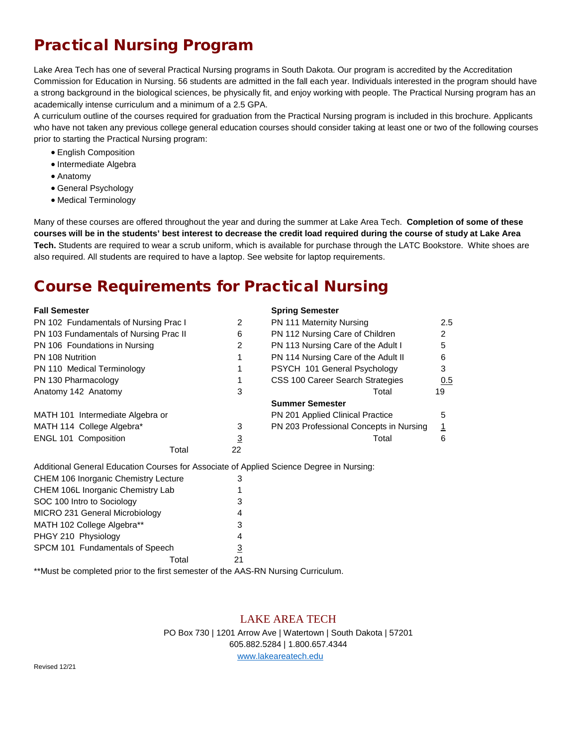# Practical Nursing Program

Lake Area Tech has one of several Practical Nursing programs in South Dakota. Our program is accredited by the Accreditation Commission for Education in Nursing. 56 students are admitted in the fall each year. Individuals interested in the program should have a strong background in the biological sciences, be physically fit, and enjoy working with people. The Practical Nursing program has an academically intense curriculum and a minimum of a 2.5 GPA.

A curriculum outline of the courses required for graduation from the Practical Nursing program is included in this brochure. Applicants who have not taken any previous college general education courses should consider taking at least one or two of the following courses prior to starting the Practical Nursing program:

- English Composition
- Intermediate Algebra
- Anatomy
- General Psychology
- Medical Terminology

Many of these courses are offered throughout the year and during the summer at Lake Area Tech. **Completion of some of these courses will be in the students' best interest to decrease the credit load required during the course of study at Lake Area Tech.** Students are required to wear a scrub uniform, which is available for purchase through the LATC Bookstore. White shoes are also required. All students are required to have a laptop. See website for laptop requirements.

# Course Requirements for Practical Nursing

**Fall Semester**

| | |
|---|---|
| PN 102 Fundamentals of Nursing Prac I | 2 |
| PN 103 Fundamentals of Nursing Prac II | 6 |
| PN 106 Foundations in Nursing | 2 |
| PN 108 Nutrition | 1 |
| PN 110 Medical Terminology | 1 |
| PN 130 Pharmacology | 1 |
| Anatomy 142 Anatomy | 3 |
| MATH 101 Intermediate Algebra or | |
| MATH 114 College Algebra* | 3 |
| ENGL 101 Composition | 3 |
| Total | 22 |

**Spring Semester**

| | |
|---|---|
| PN 111 Maternity Nursing | 2.5 |
| PN 112 Nursing Care of Children | 2 |
| PN 113 Nursing Care of the Adult I | 5 |
| PN 114 Nursing Care of the Adult II | 6 |
| PSYCH 101 General Psychology | 3 |
| CSS 100 Career Search Strategies | 0.5 |
| Total | 19 |

**Summer Semester**

| | |
|---|---|
| PN 201 Applied Clinical Practice | 5 |
| PN 203 Professional Concepts in Nursing | 1 |
| Total | 6 |

Additional General Education Courses for Associate of Applied Science Degree in Nursing:

| | |
|---|---|
| CHEM 106 Inorganic Chemistry Lecture | 3 |
| CHEM 106L Inorganic Chemistry Lab | 1 |
| SOC 100 Intro to Sociology | 3 |
| MICRO 231 General Microbiology | 4 |
| MATH 102 College Algebra** | 3 |
| PHGY 210 Physiology | 4 |
| SPCM 101 Fundamentals of Speech | 3 |
| Total | 21 |

**Must be completed prior to the first semester of the AAS-RN Nursing Curriculum.

LAKE AREA TECH

PO Box 730 | 1201 Arrow Ave | Watertown | South Dakota | 57201

605.882.5284 | 1.800.657.4344

www.lakeareatech.edu

Revised 12/21